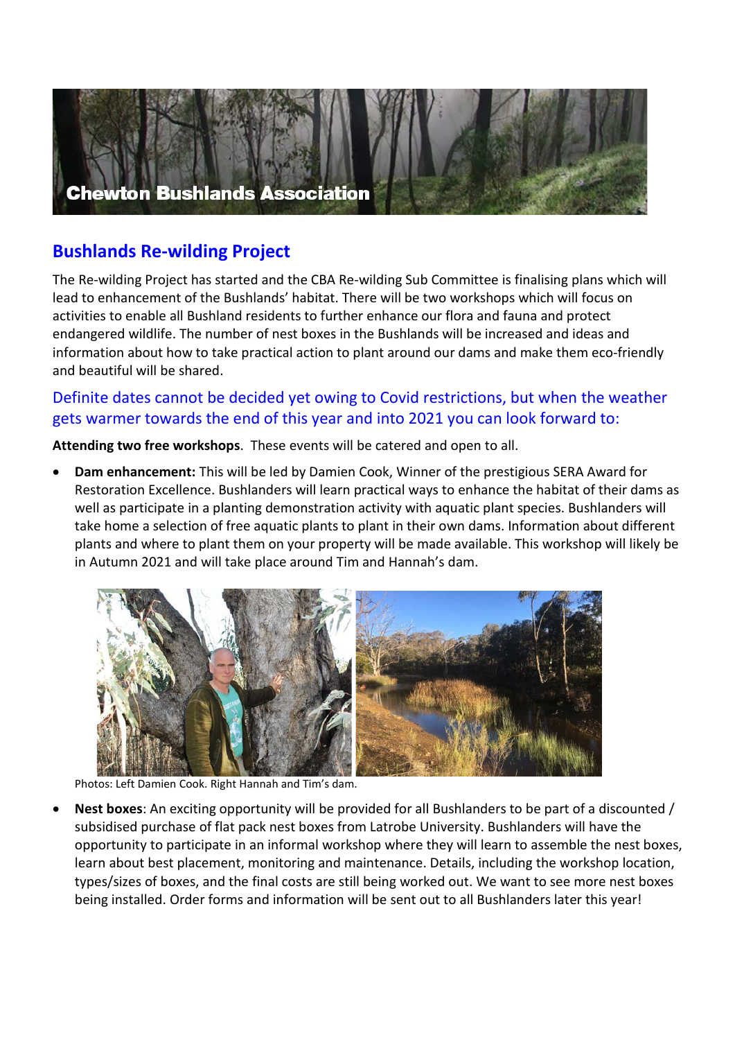# Chewton Bushlands Association

## Bushlands Re-wilding Project

The Re-wilding Project has started and the CBA Re-wilding Sub Committee is finalising plans which will lead to enhancement of the Bushlands' habitat. There will be two workshops which will focus on activities to enable all Bushland residents to further enhance our flora and fauna and protect endangered wildlife. The number of nest boxes in the Bushlands will be increased and ideas and information about how to take practical action to plant around our dams and make them eco-friendly and beautiful will be shared.

### Definite dates cannot be decided yet owing to Covid restrictions, but when the weather gets warmer towards the end of this year and into 2021 you can look forward to:

**Attending two free workshops**. These events will be catered and open to all.

- **Dam enhancement:** This will be led by Damien Cook, Winner of the prestigious SERA Award for Restoration Excellence. Bushlanders will learn practical ways to enhance the habitat of their dams as well as participate in a planting demonstration activity with aquatic plant species. Bushlanders will take home a selection of free aquatic plants to plant in their own dams. Information about different plants and where to plant them on your property will be made available. This workshop will likely be in Autumn 2021 and will take place around Tim and Hannah's dam.

Photos: Left Damien Cook. Right Hannah and Tim's dam.

- **Nest boxes**: An exciting opportunity will be provided for all Bushlanders to be part of a discounted / subsidised purchase of flat pack nest boxes from Latrobe University. Bushlanders will have the opportunity to participate in an informal workshop where they will learn to assemble the nest boxes, learn about best placement, monitoring and maintenance. Details, including the workshop location, types/sizes of boxes, and the final costs are still being worked out. We want to see more nest boxes being installed. Order forms and information will be sent out to all Bushlanders later this year!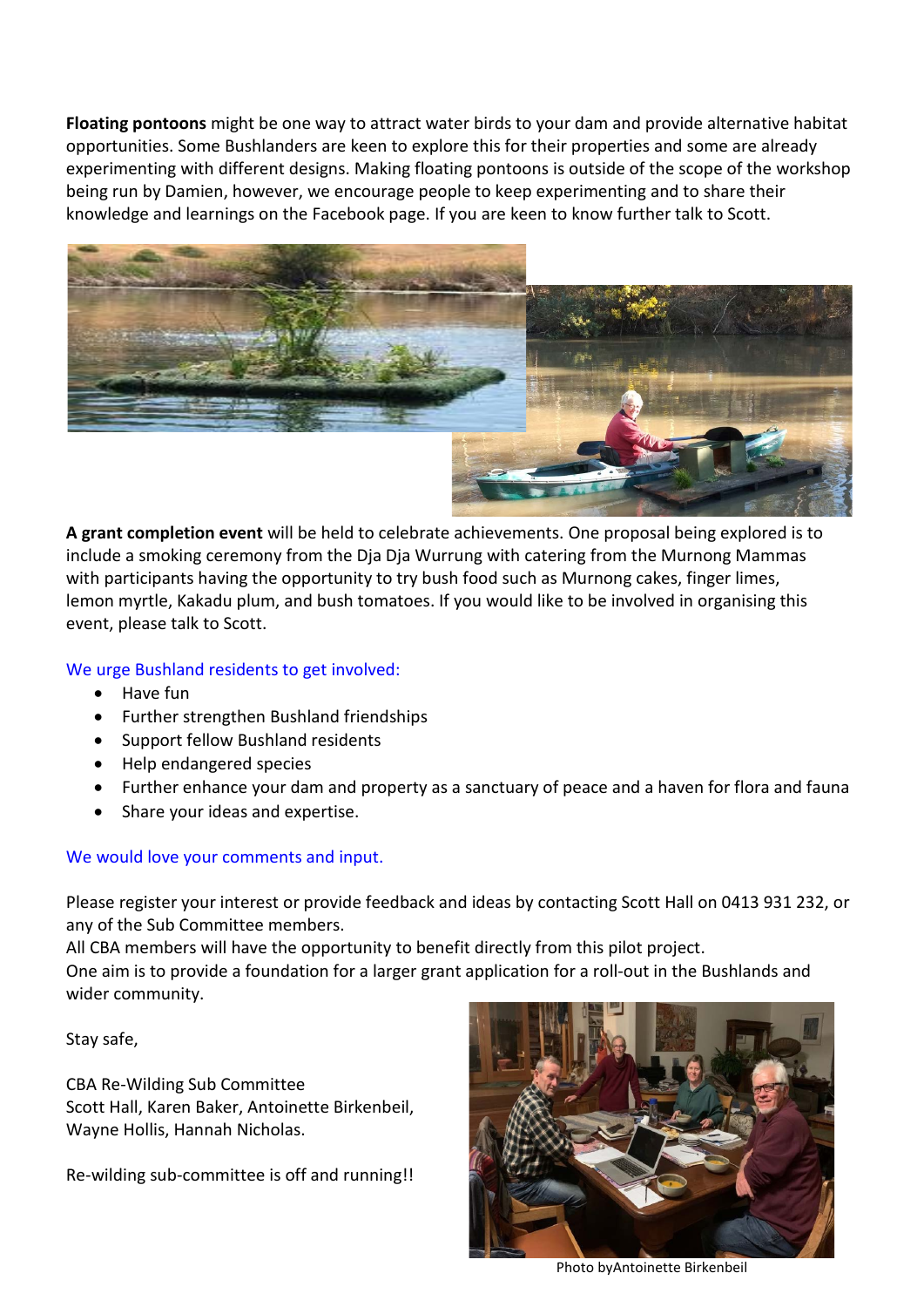**Floating pontoons** might be one way to attract water birds to your dam and provide alternative habitat opportunities. Some Bushlanders are keen to explore this for their properties and some are already experimenting with different designs. Making floating pontoons is outside of the scope of the workshop being run by Damien, however, we encourage people to keep experimenting and to share their knowledge and learnings on the Facebook page. If you are keen to know further talk to Scott.

**A grant completion event** will be held to celebrate achievements. One proposal being explored is to include a smoking ceremony from the Dja Dja Wurrung with catering from the Murnong Mammas with participants having the opportunity to try bush food such as Murnong cakes, finger limes, lemon myrtle, Kakadu plum, and bush tomatoes. If you would like to be involved in organising this event, please talk to Scott.

We urge Bushland residents to get involved:

- Have fun
- Further strengthen Bushland friendships
- Support fellow Bushland residents
- Help endangered species
- Further enhance your dam and property as a sanctuary of peace and a haven for flora and fauna
- Share your ideas and expertise.

We would love your comments and input.

Please register your interest or provide feedback and ideas by contacting Scott Hall on 0413 931 232, or any of the Sub Committee members.
All CBA members will have the opportunity to benefit directly from this pilot project.
One aim is to provide a foundation for a larger grant application for a roll-out in the Bushlands and wider community.

Stay safe,

CBA Re-Wilding Sub Committee
Scott Hall, Karen Baker, Antoinette Birkenbeil, Wayne Hollis, Hannah Nicholas.

Re-wilding sub-committee is off and running!!

Photo byAntoinette Birkenbeil